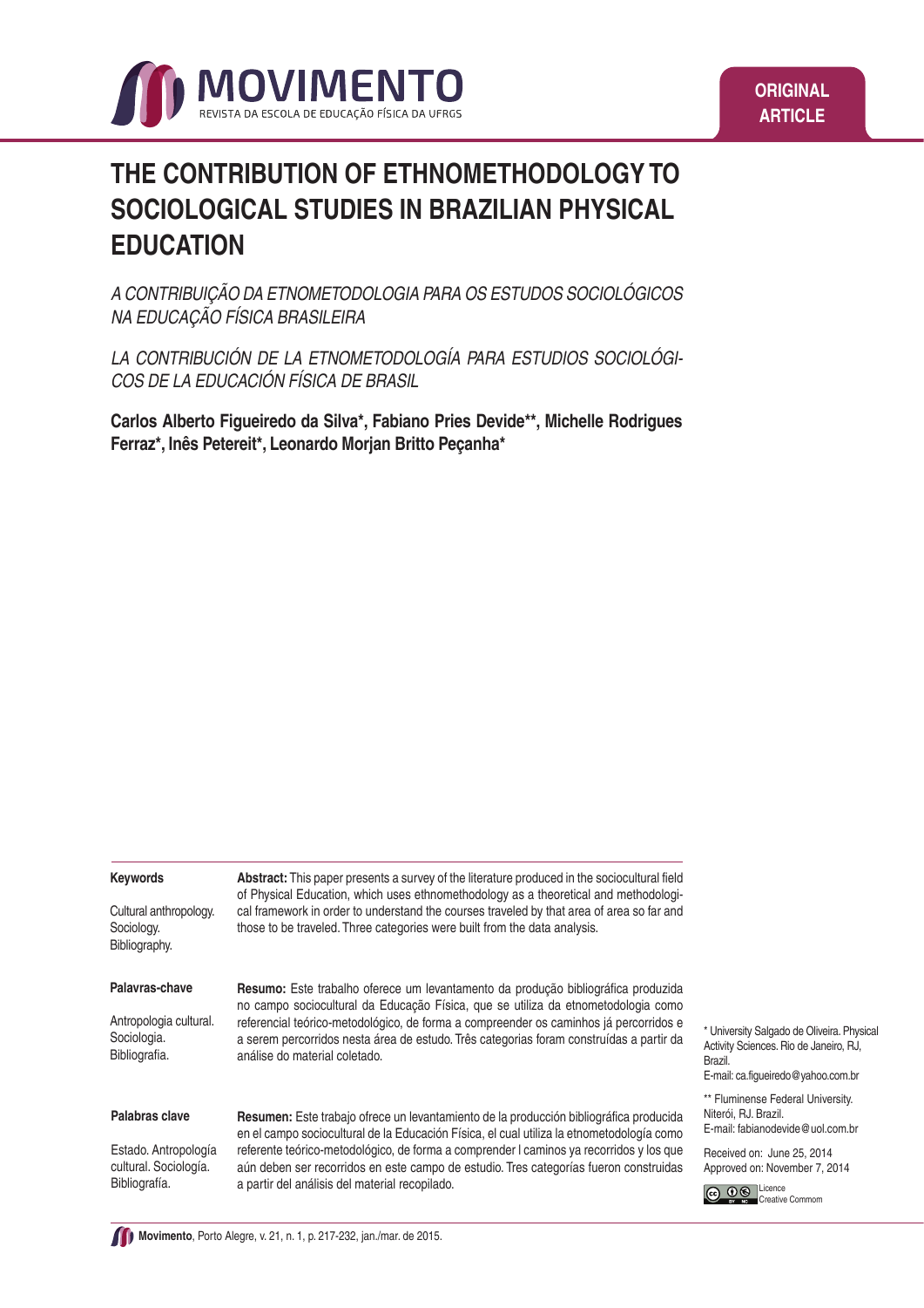ORIGINAL ARTICLE

# THE CONTRIBUTION OF ETHNOMETHODOLOGY TO SOCIOLOGICAL STUDIES IN BRAZILIAN PHYSICAL EDUCATION

*A CONTRIBUIÇÃO DA ETNOMETODOLOGIA PARA OS ESTUDOS SOCIOLÓGICOS NA EDUCAÇÃO FÍSICA BRASILEIRA*

*LA CONTRIBUCIÓN DE LA ETNOMETODOLOGÍA PARA ESTUDIOS SOCIOLÓGICOS DE LA EDUCACIÓN FÍSICA DE BRASIL*

**Carlos Alberto Figueiredo da Silva\*, Fabiano Pries Devide\*\*, Michelle Rodrigues Ferraz\*, Inês Petereit\*, Leonardo Morjan Britto Peçanha\***

**Keywords**

Cultural anthropology. Sociology. Bibliography.

**Abstract:** This paper presents a survey of the literature produced in the sociocultural field of Physical Education, which uses ethnomethodology as a theoretical and methodological framework in order to understand the courses traveled by that area of area so far and those to be traveled. Three categories were built from the data analysis.

**Palavras-chave**

Antropologia cultural. Sociologia. Bibliografia.

**Resumo:** Este trabalho oferece um levantamento da produção bibliográfica produzida no campo sociocultural da Educação Física, que se utiliza da etnometodologia como referencial teórico-metodológico, de forma a compreender os caminhos já percorridos e a serem percorridos nesta área de estudo. Três categorias foram construídas a partir da análise do material coletado.

**Palabras clave**

Estado. Antropología cultural. Sociología. Bibliografía.

**Resumen:** Este trabajo ofrece un levantamiento de la producción bibliográfica producida en el campo sociocultural de la Educación Física, el cual utiliza la etnometodología como referente teórico-metodológico, de forma a comprender l caminos ya recorridos y los que aún deben ser recorridos en este campo de estudio. Tres categorías fueron construidas a partir del análisis del material recopilado.

\* University Salgado de Oliveira. Physical Activity Sciences. Rio de Janeiro, RJ, Brazil.
E-mail: ca.figueiredo@yahoo.com.br

\*\* Fluminense Federal University. Niterói, RJ. Brazil.
E-mail: fabianodevide@uol.com.br

Received on: June 25, 2014
Approved on: November 7, 2014

Licence Creative Commom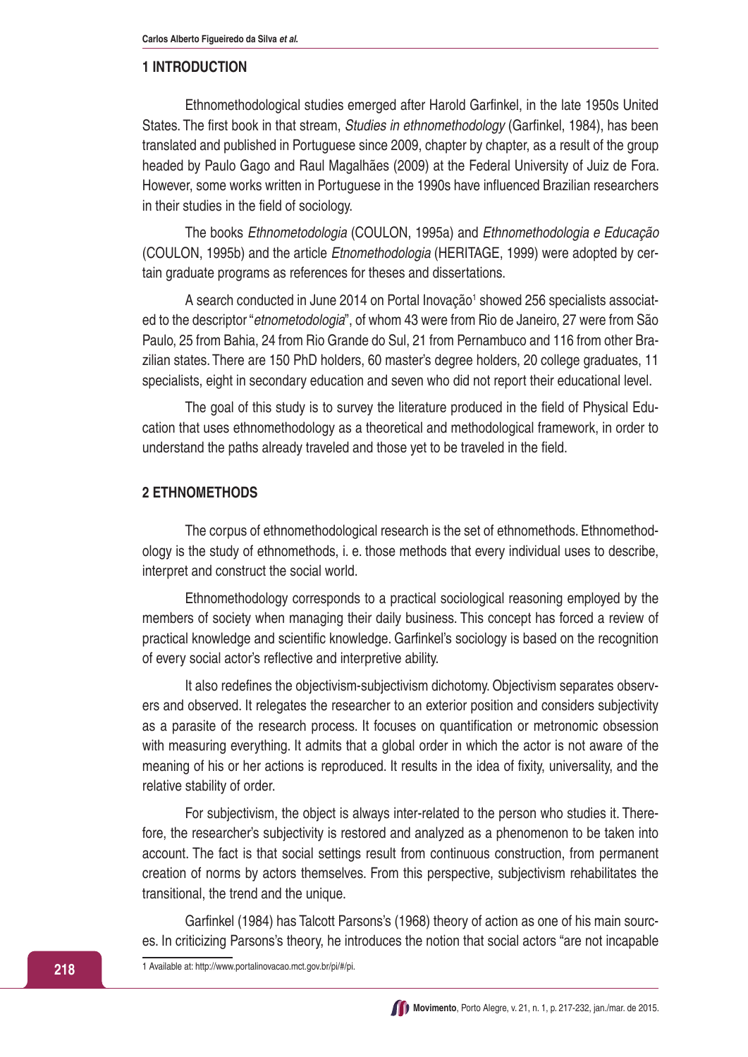## 1 INTRODUCTION

Ethnomethodological studies emerged after Harold Garfinkel, in the late 1950s United States. The first book in that stream, *Studies in ethnomethodology* (Garfinkel, 1984), has been translated and published in Portuguese since 2009, chapter by chapter, as a result of the group headed by Paulo Gago and Raul Magalhães (2009) at the Federal University of Juiz de Fora. However, some works written in Portuguese in the 1990s have influenced Brazilian researchers in their studies in the field of sociology.

The books *Ethnometodologia* (COULON, 1995a) and *Ethnomethodologia e Educação* (COULON, 1995b) and the article *Etnomethodologia* (HERITAGE, 1999) were adopted by certain graduate programs as references for theses and dissertations.

A search conducted in June 2014 on Portal Inovação[1] showed 256 specialists associated to the descriptor "*etnometodologia*", of whom 43 were from Rio de Janeiro, 27 were from São Paulo, 25 from Bahia, 24 from Rio Grande do Sul, 21 from Pernambuco and 116 from other Brazilian states. There are 150 PhD holders, 60 master's degree holders, 20 college graduates, 11 specialists, eight in secondary education and seven who did not report their educational level.

The goal of this study is to survey the literature produced in the field of Physical Education that uses ethnomethodology as a theoretical and methodological framework, in order to understand the paths already traveled and those yet to be traveled in the field.

## 2 ETHNOMETHODS

The corpus of ethnomethodological research is the set of ethnomethods. Ethnomethodology is the study of ethnomethods, i. e. those methods that every individual uses to describe, interpret and construct the social world.

Ethnomethodology corresponds to a practical sociological reasoning employed by the members of society when managing their daily business. This concept has forced a review of practical knowledge and scientific knowledge. Garfinkel's sociology is based on the recognition of every social actor's reflective and interpretive ability.

It also redefines the objectivism-subjectivism dichotomy. Objectivism separates observers and observed. It relegates the researcher to an exterior position and considers subjectivity as a parasite of the research process. It focuses on quantification or metronomic obsession with measuring everything. It admits that a global order in which the actor is not aware of the meaning of his or her actions is reproduced. It results in the idea of fixity, universality, and the relative stability of order.

For subjectivism, the object is always inter-related to the person who studies it. Therefore, the researcher's subjectivity is restored and analyzed as a phenomenon to be taken into account. The fact is that social settings result from continuous construction, from permanent creation of norms by actors themselves. From this perspective, subjectivism rehabilitates the transitional, the trend and the unique.

Garfinkel (1984) has Talcott Parsons's (1968) theory of action as one of his main sources. In criticizing Parsons's theory, he introduces the notion that social actors "are not incapable

1 Available at: http://www.portalinovacao.mct.gov.br/pi/#/pi.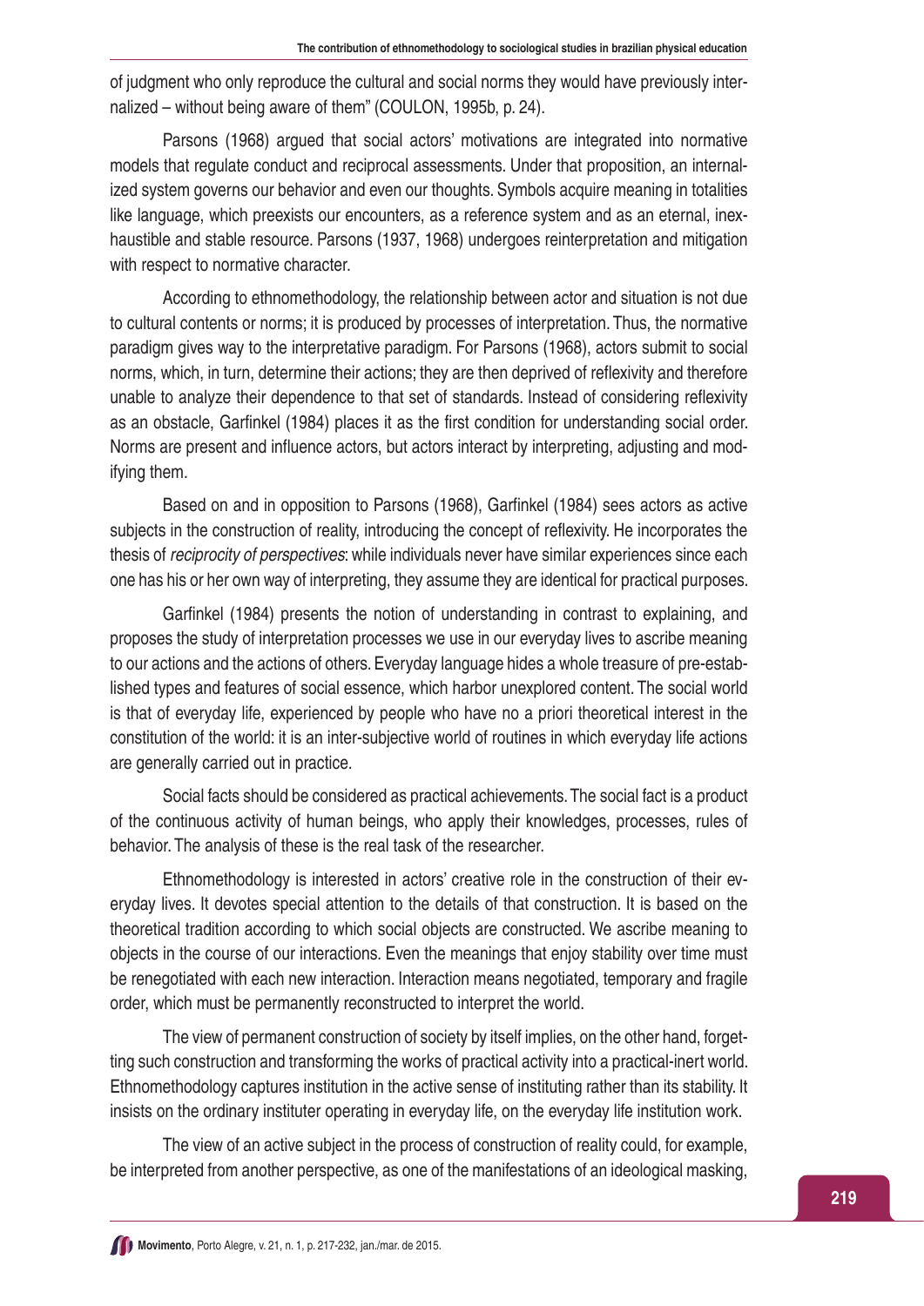of judgment who only reproduce the cultural and social norms they would have previously internalized – without being aware of them" (COULON, 1995b, p. 24).

Parsons (1968) argued that social actors' motivations are integrated into normative models that regulate conduct and reciprocal assessments. Under that proposition, an internalized system governs our behavior and even our thoughts. Symbols acquire meaning in totalities like language, which preexists our encounters, as a reference system and as an eternal, inexhaustible and stable resource. Parsons (1937, 1968) undergoes reinterpretation and mitigation with respect to normative character.

According to ethnomethodology, the relationship between actor and situation is not due to cultural contents or norms; it is produced by processes of interpretation. Thus, the normative paradigm gives way to the interpretative paradigm. For Parsons (1968), actors submit to social norms, which, in turn, determine their actions; they are then deprived of reflexivity and therefore unable to analyze their dependence to that set of standards. Instead of considering reflexivity as an obstacle, Garfinkel (1984) places it as the first condition for understanding social order. Norms are present and influence actors, but actors interact by interpreting, adjusting and modifying them.

Based on and in opposition to Parsons (1968), Garfinkel (1984) sees actors as active subjects in the construction of reality, introducing the concept of reflexivity. He incorporates the thesis of *reciprocity of perspectives*: while individuals never have similar experiences since each one has his or her own way of interpreting, they assume they are identical for practical purposes.

Garfinkel (1984) presents the notion of understanding in contrast to explaining, and proposes the study of interpretation processes we use in our everyday lives to ascribe meaning to our actions and the actions of others. Everyday language hides a whole treasure of pre-established types and features of social essence, which harbor unexplored content. The social world is that of everyday life, experienced by people who have no a priori theoretical interest in the constitution of the world: it is an inter-subjective world of routines in which everyday life actions are generally carried out in practice.

Social facts should be considered as practical achievements. The social fact is a product of the continuous activity of human beings, who apply their knowledges, processes, rules of behavior. The analysis of these is the real task of the researcher.

Ethnomethodology is interested in actors' creative role in the construction of their everyday lives. It devotes special attention to the details of that construction. It is based on the theoretical tradition according to which social objects are constructed. We ascribe meaning to objects in the course of our interactions. Even the meanings that enjoy stability over time must be renegotiated with each new interaction. Interaction means negotiated, temporary and fragile order, which must be permanently reconstructed to interpret the world.

The view of permanent construction of society by itself implies, on the other hand, forgetting such construction and transforming the works of practical activity into a practical-inert world. Ethnomethodology captures institution in the active sense of instituting rather than its stability. It insists on the ordinary instituter operating in everyday life, on the everyday life institution work.

The view of an active subject in the process of construction of reality could, for example, be interpreted from another perspective, as one of the manifestations of an ideological masking,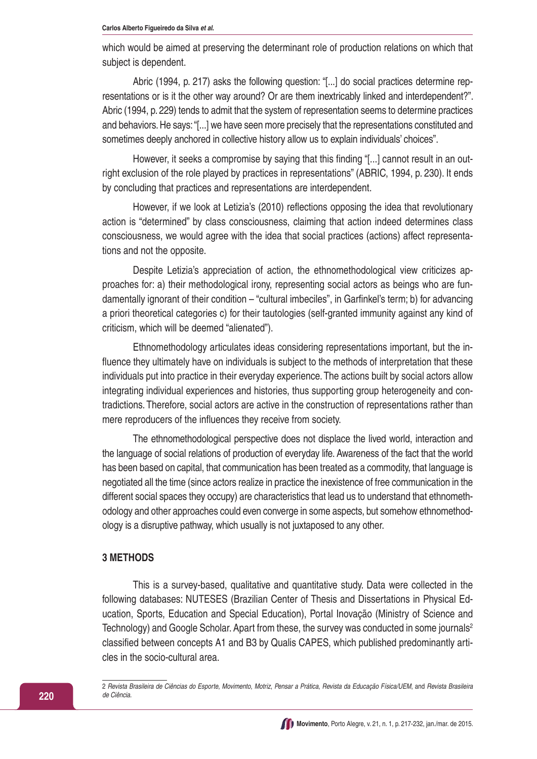which would be aimed at preserving the determinant role of production relations on which that subject is dependent.

Abric (1994, p. 217) asks the following question: "[...] do social practices determine representations or is it the other way around? Or are them inextricably linked and interdependent?". Abric (1994, p. 229) tends to admit that the system of representation seems to determine practices and behaviors. He says: "[...] we have seen more precisely that the representations constituted and sometimes deeply anchored in collective history allow us to explain individuals' choices".

However, it seeks a compromise by saying that this finding "[...] cannot result in an outright exclusion of the role played by practices in representations" (ABRIC, 1994, p. 230). It ends by concluding that practices and representations are interdependent.

However, if we look at Letizia's (2010) reflections opposing the idea that revolutionary action is "determined" by class consciousness, claiming that action indeed determines class consciousness, we would agree with the idea that social practices (actions) affect representations and not the opposite.

Despite Letizia's appreciation of action, the ethnomethodological view criticizes approaches for: a) their methodological irony, representing social actors as beings who are fundamentally ignorant of their condition – "cultural imbeciles", in Garfinkel's term; b) for advancing a priori theoretical categories c) for their tautologies (self-granted immunity against any kind of criticism, which will be deemed "alienated").

Ethnomethodology articulates ideas considering representations important, but the influence they ultimately have on individuals is subject to the methods of interpretation that these individuals put into practice in their everyday experience. The actions built by social actors allow integrating individual experiences and histories, thus supporting group heterogeneity and contradictions. Therefore, social actors are active in the construction of representations rather than mere reproducers of the influences they receive from society.

The ethnomethodological perspective does not displace the lived world, interaction and the language of social relations of production of everyday life. Awareness of the fact that the world has been based on capital, that communication has been treated as a commodity, that language is negotiated all the time (since actors realize in practice the inexistence of free communication in the different social spaces they occupy) are characteristics that lead us to understand that ethnomethodology and other approaches could even converge in some aspects, but somehow ethnomethodology is a disruptive pathway, which usually is not juxtaposed to any other.

## 3 METHODS

This is a survey-based, qualitative and quantitative study. Data were collected in the following databases: NUTESES (Brazilian Center of Thesis and Dissertations in Physical Education, Sports, Education and Special Education), Portal Inovação (Ministry of Science and Technology) and Google Scholar. Apart from these, the survey was conducted in some journals[2] classified between concepts A1 and B3 by Qualis CAPES, which published predominantly articles in the socio-cultural area.

---

2 *Revista Brasileira de Ciências do Esporte*, *Movimento*, *Motriz*, *Pensar a Prática*, *Revista da Educação Física/UEM*, and *Revista Brasileira de Ciência.*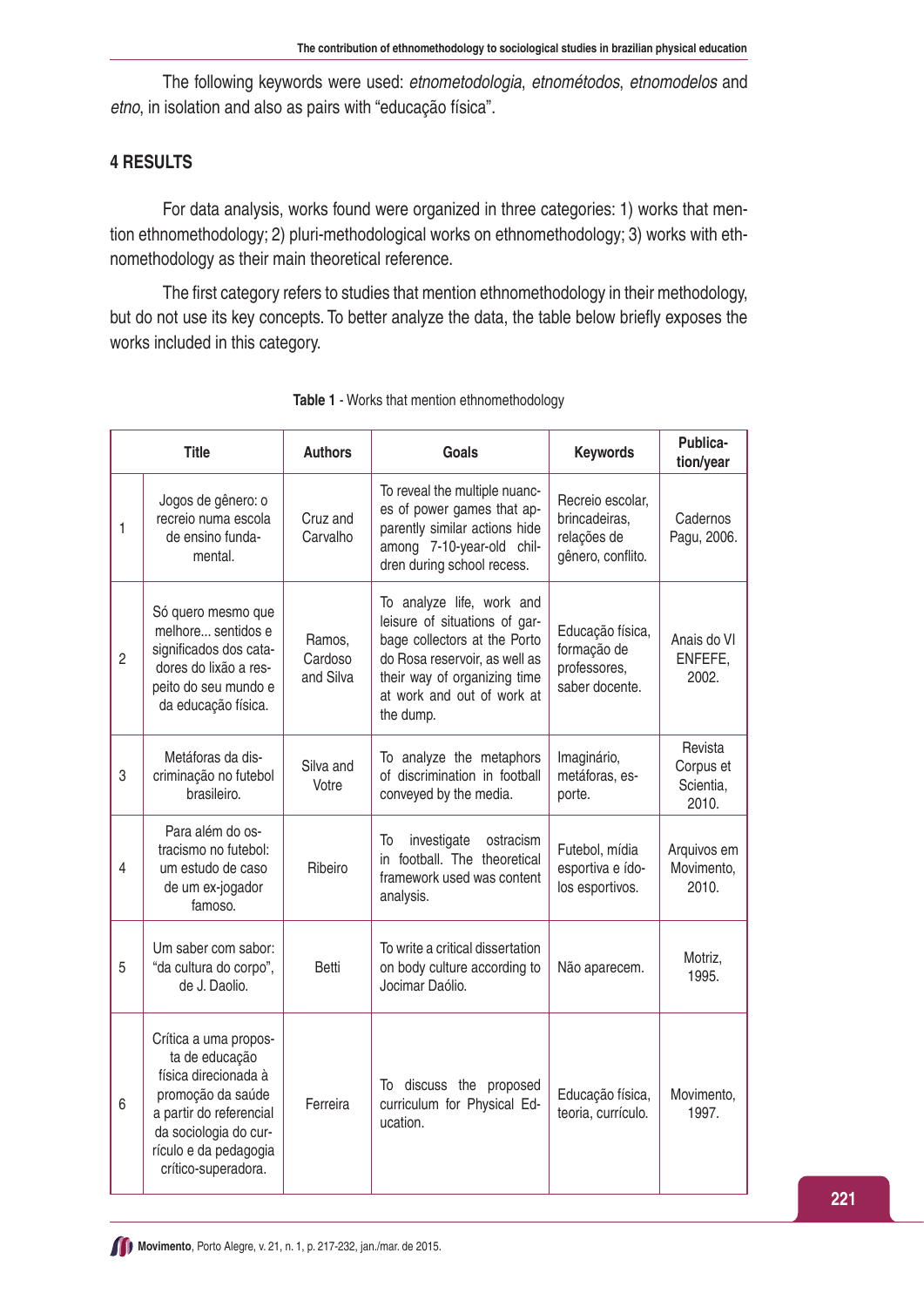The following keywords were used: *etnometodologia*, *etnométodos*, *etnomodelos* and *etno*, in isolation and also as pairs with "educação física".

## 4 RESULTS

For data analysis, works found were organized in three categories: 1) works that mention ethnomethodology; 2) pluri-methodological works on ethnomethodology; 3) works with ethnomethodology as their main theoretical reference.

The first category refers to studies that mention ethnomethodology in their methodology, but do not use its key concepts. To better analyze the data, the table below briefly exposes the works included in this category.

**Table 1** - Works that mention ethnomethodology

| | Title | Authors | Goals | Keywords | Publication/year |
|---|---|---|---|---|---|
| 1 | Jogos de gênero: o recreio numa escola de ensino fundamental. | Cruz and Carvalho | To reveal the multiple nuances of power games that apparently similar actions hide among 7-10-year-old children during school recess. | Recreio escolar, brincadeiras, relações de gênero, conflito. | Cadernos Pagu, 2006. |
| 2 | Só quero mesmo que melhore... sentidos e significados dos catadores do lixão a respeito do seu mundo e da educação física. | Ramos, Cardoso and Silva | To analyze life, work and leisure of situations of garbage collectors at the Porto do Rosa reservoir, as well as their way of organizing time at work and out of work at the dump. | Educação física, formação de professores, saber docente. | Anais do VI ENFEFE, 2002. |
| 3 | Metáforas da discriminação no futebol brasileiro. | Silva and Votre | To analyze the metaphors of discrimination in football conveyed by the media. | Imaginário, metáforas, esporte. | Revista Corpus et Scientia, 2010. |
| 4 | Para além do ostracismo no futebol: um estudo de caso de um ex-jogador famoso. | Ribeiro | To investigate ostracism in football. The theoretical framework used was content analysis. | Futebol, mídia esportiva e ídolos esportivos. | Arquivos em Movimento, 2010. |
| 5 | Um saber com sabor: "da cultura do corpo", de J. Daolio. | Betti | To write a critical dissertation on body culture according to Jocimar Daólio. | Não aparecem. | Motriz, 1995. |
| 6 | Crítica a uma proposta de educação física direcionada à promoção da saúde a partir do referencial da sociologia do currículo e da pedagogia crítico-superadora. | Ferreira | To discuss the proposed curriculum for Physical Education. | Educação física, teoria, currículo. | Movimento, 1997. |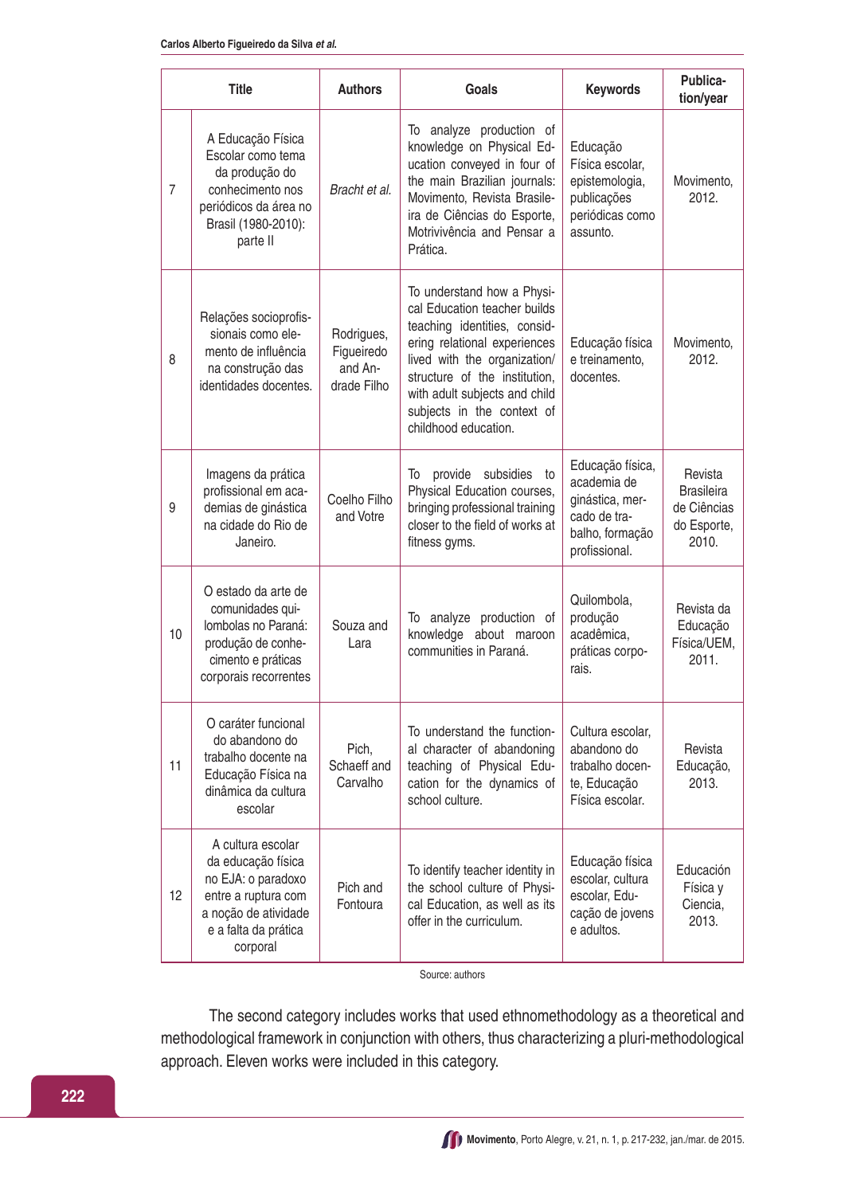|  | Title | Authors | Goals | Keywords | Publication/year |
|---|---|---|---|---|---|
| 7 | A Educação Física Escolar como tema da produção do conhecimento nos periódicos da área no Brasil (1980-2010): parte II | *Bracht et al.* | To analyze production of knowledge on Physical Education conveyed in four of the main Brazilian journals: Movimento, Revista Brasileira de Ciências do Esporte, Motrivivência and Pensar a Prática. | Educação Física escolar, epistemologia, publicações periódicas como assunto. | Movimento, 2012. |
| 8 | Relações socioprofissionais como elemento de influência na construção das identidades docentes. | Rodrigues, Figueiredo and Andrade Filho | To understand how a Physical Education teacher builds teaching identities, considering relational experiences lived with the organization/structure of the institution, with adult subjects and child subjects in the context of childhood education. | Educação física e treinamento, docentes. | Movimento, 2012. |
| 9 | Imagens da prática profissional em academias de ginástica na cidade do Rio de Janeiro. | Coelho Filho and Votre | To provide subsidies to Physical Education courses, bringing professional training closer to the field of works at fitness gyms. | Educação física, academia de ginástica, mercado de trabalho, formação profissional. | Revista Brasileira de Ciências do Esporte, 2010. |
| 10 | O estado da arte de comunidades quilombolas no Paraná: produção de conhecimento e práticas corporais recorrentes | Souza and Lara | To analyze production of knowledge about maroon communities in Paraná. | Quilombola, produção acadêmica, práticas corporais. | Revista da Educação Física/UEM, 2011. |
| 11 | O caráter funcional do abandono do trabalho docente na Educação Física na dinâmica da cultura escolar | Pich, Schaeff and Carvalho | To understand the functional character of abandoning teaching of Physical Education for the dynamics of school culture. | Cultura escolar, abandono do trabalho docente, Educação Física escolar. | Revista Educação, 2013. |
| 12 | A cultura escolar da educação física no EJA: o paradoxo entre a ruptura com a noção de atividade e a falta da prática corporal | Pich and Fontoura | To identify teacher identity in the school culture of Physical Education, as well as its offer in the curriculum. | Educação física escolar, cultura escolar, Educação de jovens e adultos. | Educación Física y Ciencia, 2013. |

Source: authors

The second category includes works that used ethnomethodology as a theoretical and methodological framework in conjunction with others, thus characterizing a pluri-methodological approach. Eleven works were included in this category.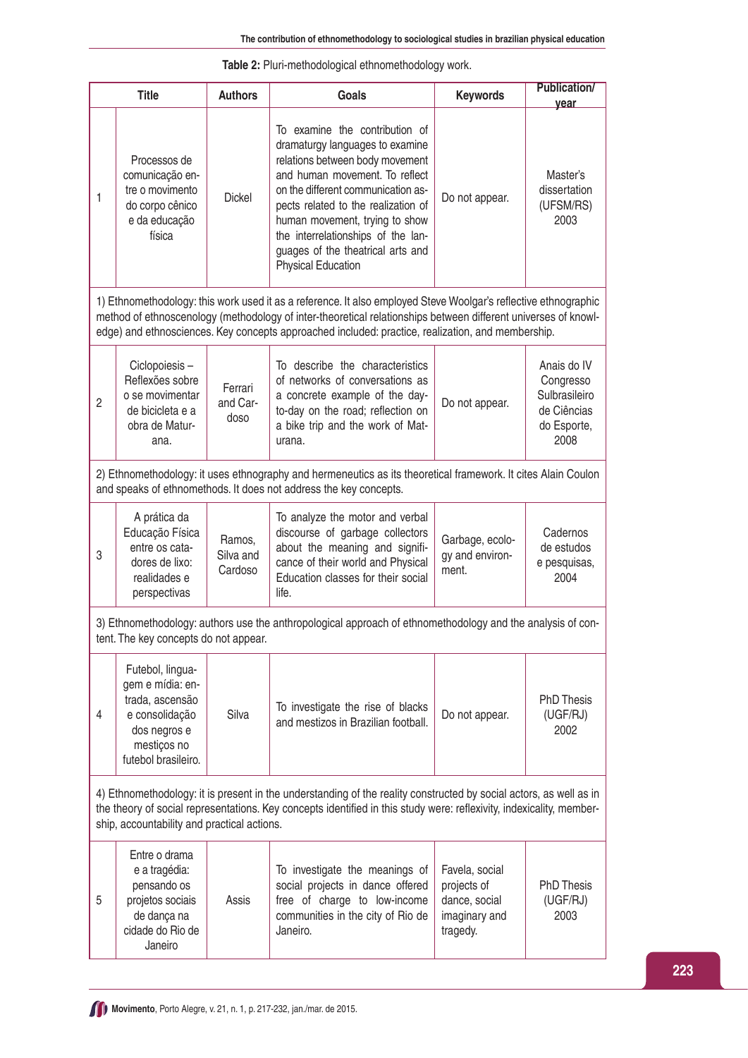**Table 2:** Pluri-methodological ethnomethodology work.

| | Title | Authors | Goals | Keywords | Publication/ year |
|---|---|---|---|---|---|
| 1 | Processos de comunicação entre o movimento do corpo cênico e da educação física | Dickel | To examine the contribution of dramaturgy languages to examine relations between body movement and human movement. To reflect on the different communication aspects related to the realization of human movement, trying to show the interrelationships of the languages of the theatrical arts and Physical Education | Do not appear. | Master's dissertation (UFSM/RS) 2003 |
| 1) Ethnomethodology: this work used it as a reference. It also employed Steve Woolgar's reflective ethnographic method of ethnoscenology (methodology of inter-theoretical relationships between different universes of knowledge) and ethnosciences. Key concepts approached included: practice, realization, and membership. | | | | | |
| 2 | Ciclopoiesis – Reflexões sobre o se movimentar de bicicleta e a obra de Maturana. | Ferrari and Cardoso | To describe the characteristics of networks of conversations as a concrete example of the day-to-day on the road; reflection on a bike trip and the work of Maturana. | Do not appear. | Anais do IV Congresso Sulbrasileiro de Ciências do Esporte, 2008 |
| 2) Ethnomethodology: it uses ethnography and hermeneutics as its theoretical framework. It cites Alain Coulon and speaks of ethnomethods. It does not address the key concepts. | | | | | |
| 3 | A prática da Educação Física entre os catadores de lixo: realidades e perspectivas | Ramos, Silva and Cardoso | To analyze the motor and verbal discourse of garbage collectors about the meaning and significance of their world and Physical Education classes for their social life. | Garbage, ecology and environment. | Cadernos de estudos e pesquisas, 2004 |
| 3) Ethnomethodology: authors use the anthropological approach of ethnomethodology and the analysis of content. The key concepts do not appear. | | | | | |
| 4 | Futebol, linguagem e mídia: entrada, ascensão e consolidação dos negros e mestiços no futebol brasileiro. | Silva | To investigate the rise of blacks and mestizos in Brazilian football. | Do not appear. | PhD Thesis (UGF/RJ) 2002 |
| 4) Ethnomethodology: it is present in the understanding of the reality constructed by social actors, as well as in the theory of social representations. Key concepts identified in this study were: reflexivity, indexicality, membership, accountability and practical actions. | | | | | |
| 5 | Entre o drama e a tragédia: pensando os projetos sociais de dança na cidade do Rio de Janeiro | Assis | To investigate the meanings of social projects in dance offered free of charge to low-income communities in the city of Rio de Janeiro. | Favela, social projects of dance, social imaginary and tragedy. | PhD Thesis (UGF/RJ) 2003 |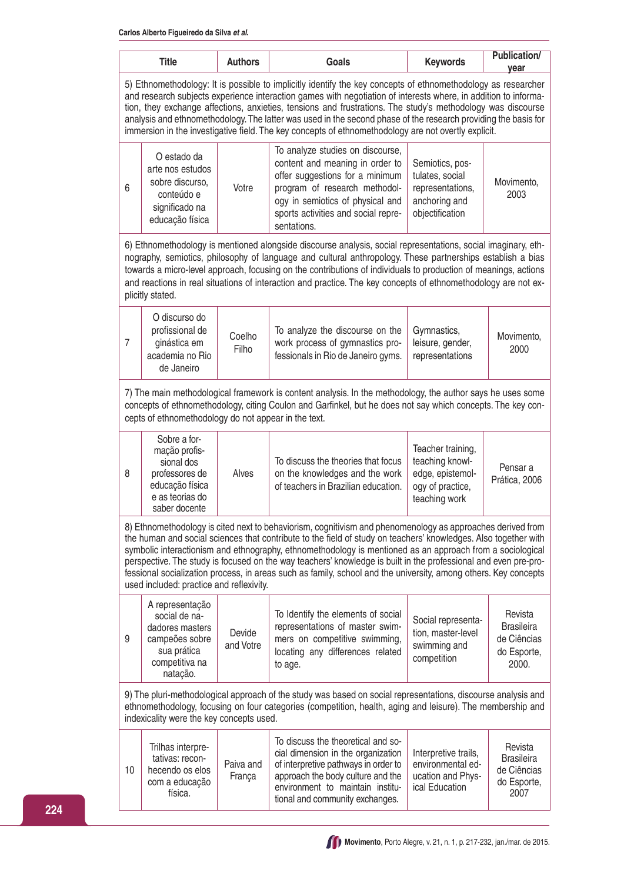| | Title | Authors | Goals | Keywords | Publication/ year |
|---|---|---|---|---|---|
| 5) Ethnomethodology: It is possible to implicitly identify the key concepts of ethnomethodology as researcher and research subjects experience interaction games with negotiation of interests where, in addition to information, they exchange affections, anxieties, tensions and frustrations. The study's methodology was discourse analysis and ethnomethodology. The latter was used in the second phase of the research providing the basis for immersion in the investigative field. The key concepts of ethnomethodology are not overtly explicit. | | | | | |
| 6 | O estado da arte nos estudos sobre discurso, conteúdo e significado na educação física | Votre | To analyze studies on discourse, content and meaning in order to offer suggestions for a minimum program of research methodology in semiotics of physical and sports activities and social representations. | Semiotics, postulates, social representations, anchoring and objectification | Movimento, 2003 |
| 6) Ethnomethodology is mentioned alongside discourse analysis, social representations, social imaginary, ethnography, semiotics, philosophy of language and cultural anthropology. These partnerships establish a bias towards a micro-level approach, focusing on the contributions of individuals to production of meanings, actions and reactions in real situations of interaction and practice. The key concepts of ethnomethodology are not explicitly stated. | | | | | |
| 7 | O discurso do profissional de ginástica em academia no Rio de Janeiro | Coelho Filho | To analyze the discourse on the work process of gymnastics professionals in Rio de Janeiro gyms. | Gymnastics, leisure, gender, representations | Movimento, 2000 |
| 7) The main methodological framework is content analysis. In the methodology, the author says he uses some concepts of ethnomethodology, citing Coulon and Garfinkel, but he does not say which concepts. The key concepts of ethnomethodology do not appear in the text. | | | | | |
| 8 | Sobre a formação profissional dos professores de educação física e as teorias do saber docente | Alves | To discuss the theories that focus on the knowledges and the work of teachers in Brazilian education. | Teacher training, teaching knowledge, epistemology of practice, teaching work | Pensar a Prática, 2006 |
| 8) Ethnomethodology is cited next to behaviorism, cognitivism and phenomenology as approaches derived from the human and social sciences that contribute to the field of study on teachers' knowledges. Also together with symbolic interactionism and ethnography, ethnomethodology is mentioned as an approach from a sociological perspective. The study is focused on the way teachers' knowledge is built in the professional and even pre-professional socialization process, in areas such as family, school and the university, among others. Key concepts used included: practice and reflexivity. | | | | | |
| 9 | A representação social de nadadores masters campeões sobre sua prática competitiva na natação. | Devide and Votre | To Identify the elements of social representations of master swimmers on competitive swimming, locating any differences related to age. | Social representation, master-level swimming and competition | Revista Brasileira de Ciências do Esporte, 2000. |
| 9) The pluri-methodological approach of the study was based on social representations, discourse analysis and ethnomethodology, focusing on four categories (competition, health, aging and leisure). The membership and indexicality were the key concepts used. | | | | | |
| 10 | Trilhas interpretativas: reconhecendo os elos com a educação física. | Paiva and França | To discuss the theoretical and social dimension in the organization of interpretive pathways in order to approach the body culture and the environment to maintain institutional and community exchanges. | Interpretive trails, environmental education and Physical Education | Revista Brasileira de Ciências do Esporte, 2007 |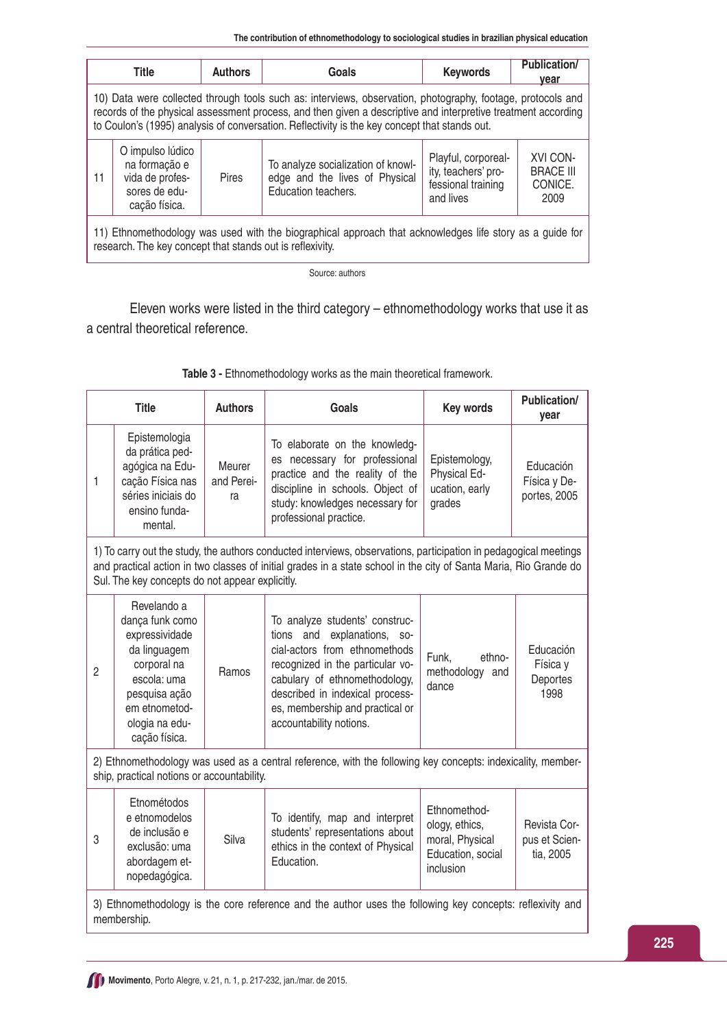| | Title | Authors | Goals | Keywords | Publication/ year |
|---|---|---|---|---|---|
| 10) Data were collected through tools such as: interviews, observation, photography, footage, protocols and records of the physical assessment process, and then given a descriptive and interpretive treatment according to Coulon's (1995) analysis of conversation. Reflectivity is the key concept that stands out. | | | | | |
| 11 | O impulso lúdico na formação e vida de professores de educação física. | Pires | To analyze socialization of knowledge and the lives of Physical Education teachers. | Playful, corporeality, teachers' professional training and lives | XVI CONBRACE III CONICE. 2009 |
| 11) Ethnomethodology was used with the biographical approach that acknowledges life story as a guide for research. The key concept that stands out is reflexivity. | | | | | |

Source: authors

Eleven works were listed in the third category – ethnomethodology works that use it as a central theoretical reference.

**Table 3 -** Ethnomethodology works as the main theoretical framework.

| | Title | Authors | Goals | Key words | Publication/ year |
|---|---|---|---|---|---|
| 1 | Epistemologia da prática pedagógica na Educação Física nas séries iniciais do ensino fundamental. | Meurer and Pereira | To elaborate on the knowledges necessary for professional practice and the reality of the discipline in schools. Object of study: knowledges necessary for professional practice. | Epistemology, Physical Education, early grades | Educación Física y Deportes, 2005 |
| 1) To carry out the study, the authors conducted interviews, observations, participation in pedagogical meetings and practical action in two classes of initial grades in a state school in the city of Santa Maria, Rio Grande do Sul. The key concepts do not appear explicitly. | | | | | |
| 2 | Revelando a dança funk como expressividade da linguagem corporal na escola: uma pesquisa ação em etnometodologia na educação física. | Ramos | To analyze students' constructions and explanations, social-actors from ethnomethods recognized in the particular vocabulary of ethnomethodology, described in indexical processes, membership and practical or accountability notions. | Funk, ethnomethodology and dance | Educación Física y Deportes 1998 |
| 2) Ethnomethodology was used as a central reference, with the following key concepts: indexicality, membership, practical notions or accountability. | | | | | |
| 3 | Etnométodos e etnomodelos de inclusão e exclusão: uma abordagem etnopedagógica. | Silva | To identify, map and interpret students' representations about ethics in the context of Physical Education. | Ethnomethodology, ethics, moral, Physical Education, social inclusion | Revista Corpus et Scientia, 2005 |
| 3) Ethnomethodology is the core reference and the author uses the following key concepts: reflexivity and membership. | | | | | |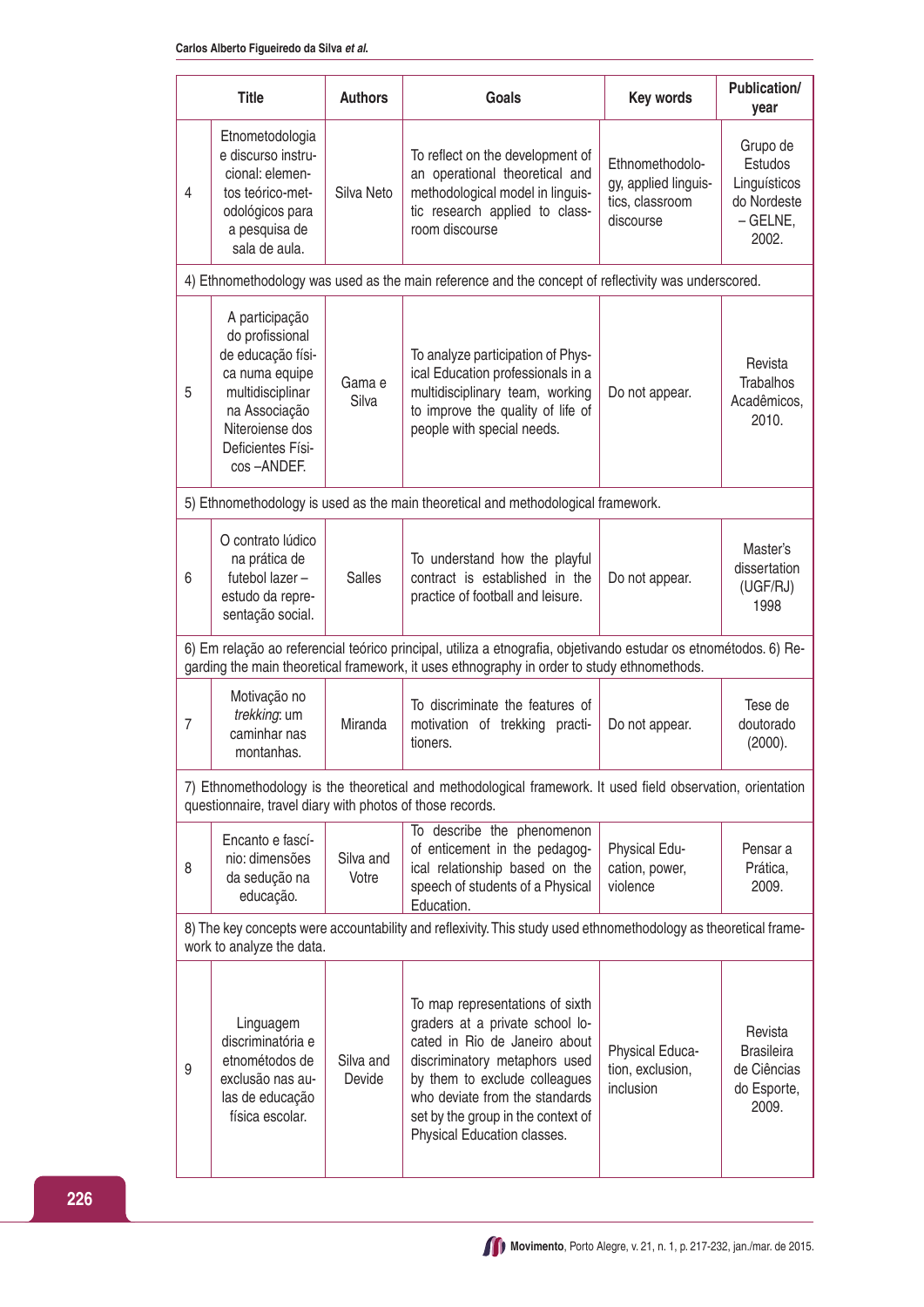| | Title | Authors | Goals | Key words | Publication/ year |
|---|---|---|---|---|---|
| 4 | Etnometodologia e discurso instrucional: elementos teórico-metodológicos para a pesquisa de sala de aula. | Silva Neto | To reflect on the development of an operational theoretical and methodological model in linguistic research applied to classroom discourse | Ethnomethodology, applied linguistics, classroom discourse | Grupo de Estudos Linguísticos do Nordeste – GELNE, 2002. |
| 4) Ethnomethodology was used as the main reference and the concept of reflectivity was underscored. | | | | | |
| 5 | A participação do profissional de educação física numa equipe multidisciplinar na Associação Niteroiense dos Deficientes Físicos –ANDEF. | Gama e Silva | To analyze participation of Physical Education professionals in a multidisciplinary team, working to improve the quality of life of people with special needs. | Do not appear. | Revista Trabalhos Acadêmicos, 2010. |
| 5) Ethnomethodology is used as the main theoretical and methodological framework. | | | | | |
| 6 | O contrato lúdico na prática de futebol lazer – estudo da representação social. | Salles | To understand how the playful contract is established in the practice of football and leisure. | Do not appear. | Master's dissertation (UGF/RJ) 1998 |
| 6) Em relação ao referencial teórico principal, utiliza a etnografia, objetivando estudar os etnométodos. 6) Regarding the main theoretical framework, it uses ethnography in order to study ethnomethods. | | | | | |
| 7 | Motivação no *trekking*: um caminhar nas montanhas. | Miranda | To discriminate the features of motivation of trekking practitioners. | Do not appear. | Tese de doutorado (2000). |
| 7) Ethnomethodology is the theoretical and methodological framework. It used field observation, orientation questionnaire, travel diary with photos of those records. | | | | | |
| 8 | Encanto e fascínio: dimensões da sedução na educação. | Silva and Votre | To describe the phenomenon of enticement in the pedagogical relationship based on the speech of students of a Physical Education. | Physical Education, power, violence | Pensar a Prática, 2009. |
| 8) The key concepts were accountability and reflexivity. This study used ethnomethodology as theoretical framework to analyze the data. | | | | | |
| 9 | Linguagem discriminatória e etnométodos de exclusão nas aulas de educação física escolar. | Silva and Devide | To map representations of sixth graders at a private school located in Rio de Janeiro about discriminatory metaphors used by them to exclude colleagues who deviate from the standards set by the group in the context of Physical Education classes. | Physical Education, exclusion, inclusion | Revista Brasileira de Ciências do Esporte, 2009. |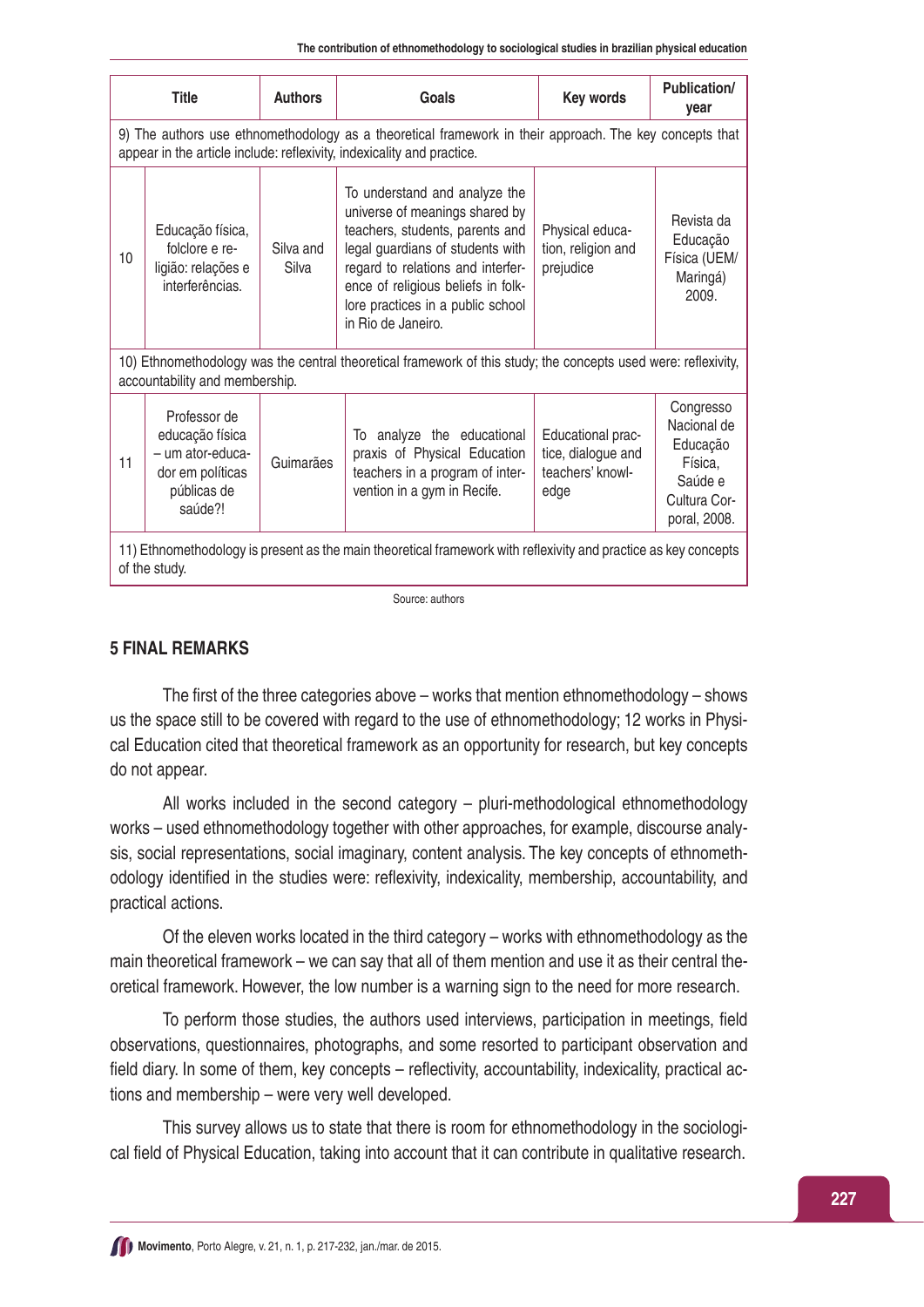| Title | | Authors | Goals | Key words | Publication/ year |
|---|---|---|---|---|---|
| 9) The authors use ethnomethodology as a theoretical framework in their approach. The key concepts that appear in the article include: reflexivity, indexicality and practice. | | | | | |
| 10 | Educação física, folclore e religião: relações e interferências. | Silva and Silva | To understand and analyze the universe of meanings shared by teachers, students, parents and legal guardians of students with regard to relations and interference of religious beliefs in folklore practices in a public school in Rio de Janeiro. | Physical education, religion and prejudice | Revista da Educação Física (UEM/ Maringá) 2009. |
| 10) Ethnomethodology was the central theoretical framework of this study; the concepts used were: reflexivity, accountability and membership. | | | | | |
| 11 | Professor de educação física – um ator-educador em políticas públicas de saúde?! | Guimarães | To analyze the educational praxis of Physical Education teachers in a program of intervention in a gym in Recife. | Educational practice, dialogue and teachers' knowledge | Congresso Nacional de Educação Física, Saúde e Cultura Corporal, 2008. |
| 11) Ethnomethodology is present as the main theoretical framework with reflexivity and practice as key concepts of the study. | | | | | |

Source: authors

## 5 FINAL REMARKS

The first of the three categories above – works that mention ethnomethodology – shows us the space still to be covered with regard to the use of ethnomethodology; 12 works in Physical Education cited that theoretical framework as an opportunity for research, but key concepts do not appear.

All works included in the second category – pluri-methodological ethnomethodology works – used ethnomethodology together with other approaches, for example, discourse analysis, social representations, social imaginary, content analysis. The key concepts of ethnomethodology identified in the studies were: reflexivity, indexicality, membership, accountability, and practical actions.

Of the eleven works located in the third category – works with ethnomethodology as the main theoretical framework – we can say that all of them mention and use it as their central theoretical framework. However, the low number is a warning sign to the need for more research.

To perform those studies, the authors used interviews, participation in meetings, field observations, questionnaires, photographs, and some resorted to participant observation and field diary. In some of them, key concepts – reflectivity, accountability, indexicality, practical actions and membership – were very well developed.

This survey allows us to state that there is room for ethnomethodology in the sociological field of Physical Education, taking into account that it can contribute in qualitative research.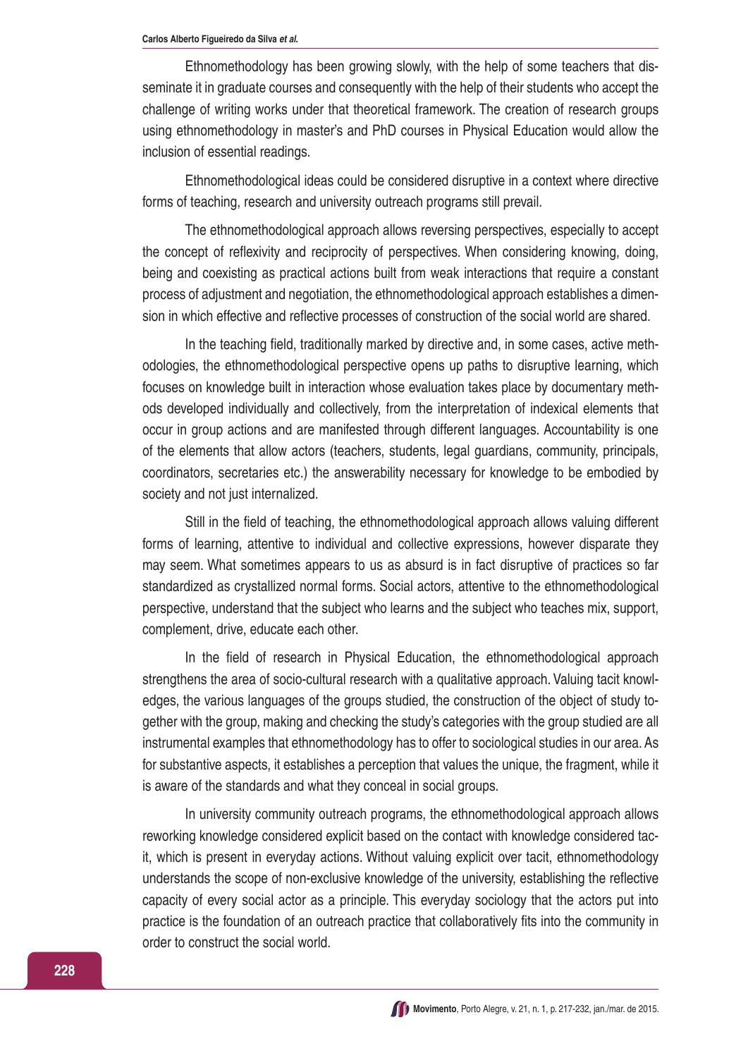Ethnomethodology has been growing slowly, with the help of some teachers that disseminate it in graduate courses and consequently with the help of their students who accept the challenge of writing works under that theoretical framework. The creation of research groups using ethnomethodology in master's and PhD courses in Physical Education would allow the inclusion of essential readings.

Ethnomethodological ideas could be considered disruptive in a context where directive forms of teaching, research and university outreach programs still prevail.

The ethnomethodological approach allows reversing perspectives, especially to accept the concept of reflexivity and reciprocity of perspectives. When considering knowing, doing, being and coexisting as practical actions built from weak interactions that require a constant process of adjustment and negotiation, the ethnomethodological approach establishes a dimension in which effective and reflective processes of construction of the social world are shared.

In the teaching field, traditionally marked by directive and, in some cases, active methodologies, the ethnomethodological perspective opens up paths to disruptive learning, which focuses on knowledge built in interaction whose evaluation takes place by documentary methods developed individually and collectively, from the interpretation of indexical elements that occur in group actions and are manifested through different languages. Accountability is one of the elements that allow actors (teachers, students, legal guardians, community, principals, coordinators, secretaries etc.) the answerability necessary for knowledge to be embodied by society and not just internalized.

Still in the field of teaching, the ethnomethodological approach allows valuing different forms of learning, attentive to individual and collective expressions, however disparate they may seem. What sometimes appears to us as absurd is in fact disruptive of practices so far standardized as crystallized normal forms. Social actors, attentive to the ethnomethodological perspective, understand that the subject who learns and the subject who teaches mix, support, complement, drive, educate each other.

In the field of research in Physical Education, the ethnomethodological approach strengthens the area of socio-cultural research with a qualitative approach. Valuing tacit knowledges, the various languages of the groups studied, the construction of the object of study together with the group, making and checking the study's categories with the group studied are all instrumental examples that ethnomethodology has to offer to sociological studies in our area. As for substantive aspects, it establishes a perception that values the unique, the fragment, while it is aware of the standards and what they conceal in social groups.

In university community outreach programs, the ethnomethodological approach allows reworking knowledge considered explicit based on the contact with knowledge considered tacit, which is present in everyday actions. Without valuing explicit over tacit, ethnomethodology understands the scope of non-exclusive knowledge of the university, establishing the reflective capacity of every social actor as a principle. This everyday sociology that the actors put into practice is the foundation of an outreach practice that collaboratively fits into the community in order to construct the social world.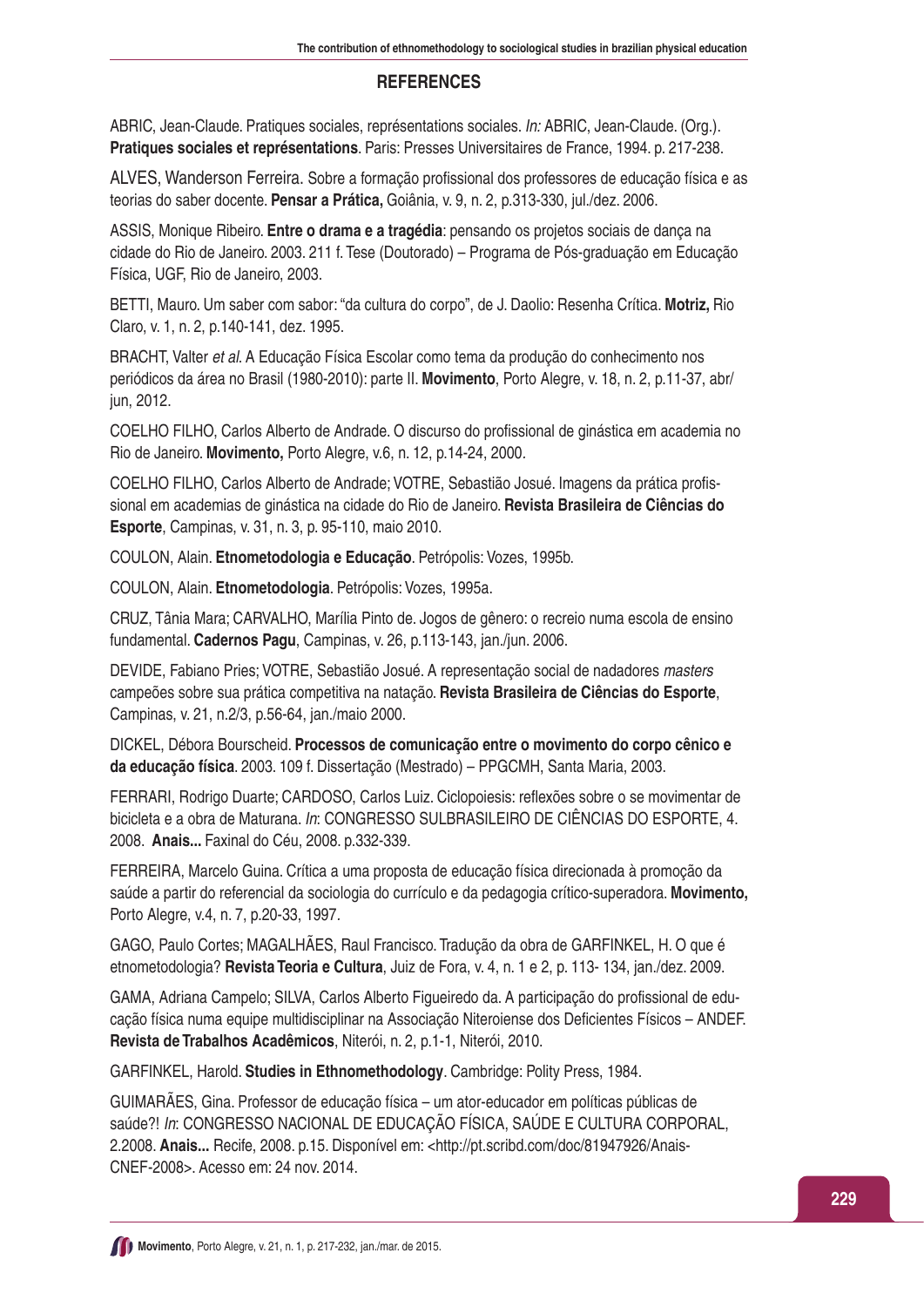## REFERENCES

ABRIC, Jean-Claude. Pratiques sociales, représentations sociales. *In:* ABRIC, Jean-Claude. (Org.). **Pratiques sociales et représentations**. Paris: Presses Universitaires de France, 1994. p. 217-238.

ALVES, Wanderson Ferreira. Sobre a formação profissional dos professores de educação física e as teorias do saber docente. **Pensar a Prática,** Goiânia, v. 9, n. 2, p.313-330, jul./dez. 2006.

ASSIS, Monique Ribeiro. **Entre o drama e a tragédia**: pensando os projetos sociais de dança na cidade do Rio de Janeiro. 2003. 211 f. Tese (Doutorado) – Programa de Pós-graduação em Educação Física, UGF, Rio de Janeiro, 2003.

BETTI, Mauro. Um saber com sabor: "da cultura do corpo", de J. Daolio: Resenha Crítica. **Motriz,** Rio Claro, v. 1, n. 2, p.140-141, dez. 1995.

BRACHT, Valter *et al*. A Educação Física Escolar como tema da produção do conhecimento nos periódicos da área no Brasil (1980-2010): parte II. **Movimento**, Porto Alegre, v. 18, n. 2, p.11-37, abr/jun, 2012.

COELHO FILHO, Carlos Alberto de Andrade. O discurso do profissional de ginástica em academia no Rio de Janeiro. **Movimento,** Porto Alegre, v.6, n. 12, p.14-24, 2000.

COELHO FILHO, Carlos Alberto de Andrade; VOTRE, Sebastião Josué. Imagens da prática profissional em academias de ginástica na cidade do Rio de Janeiro. **Revista Brasileira de Ciências do Esporte**, Campinas, v. 31, n. 3, p. 95-110, maio 2010.

COULON, Alain. **Etnometodologia e Educação**. Petrópolis: Vozes, 1995b.

COULON, Alain. **Etnometodologia**. Petrópolis: Vozes, 1995a.

CRUZ, Tânia Mara; CARVALHO, Marília Pinto de. Jogos de gênero: o recreio numa escola de ensino fundamental. **Cadernos Pagu**, Campinas, v. 26, p.113-143, jan./jun. 2006.

DEVIDE, Fabiano Pries; VOTRE, Sebastião Josué. A representação social de nadadores *masters* campeões sobre sua prática competitiva na natação. **Revista Brasileira de Ciências do Esporte**, Campinas, v. 21, n.2/3, p.56-64, jan./maio 2000.

DICKEL, Débora Bourscheid. **Processos de comunicação entre o movimento do corpo cênico e da educação física**. 2003. 109 f. Dissertação (Mestrado) – PPGCMH, Santa Maria, 2003.

FERRARI, Rodrigo Duarte; CARDOSO, Carlos Luiz. Ciclopoiesis: reflexões sobre o se movimentar de bicicleta e a obra de Maturana. *In*: CONGRESSO SULBRASILEIRO DE CIÊNCIAS DO ESPORTE, 4. 2008. **Anais...** Faxinal do Céu, 2008. p.332-339.

FERREIRA, Marcelo Guina. Crítica a uma proposta de educação física direcionada à promoção da saúde a partir do referencial da sociologia do currículo e da pedagogia crítico-superadora. **Movimento,** Porto Alegre, v.4, n. 7, p.20-33, 1997.

GAGO, Paulo Cortes; MAGALHÃES, Raul Francisco. Tradução da obra de GARFINKEL, H. O que é etnometodologia? **Revista Teoria e Cultura**, Juiz de Fora, v. 4, n. 1 e 2, p. 113- 134, jan./dez. 2009.

GAMA, Adriana Campelo; SILVA, Carlos Alberto Figueiredo da. A participação do profissional de educação física numa equipe multidisciplinar na Associação Niteroiense dos Deficientes Físicos – ANDEF. **Revista de Trabalhos Acadêmicos**, Niterói, n. 2, p.1-1, Niterói, 2010.

GARFINKEL, Harold. **Studies in Ethnomethodology**. Cambridge: Polity Press, 1984.

GUIMARÃES, Gina. Professor de educação física – um ator-educador em políticas públicas de saúde?! *In*: CONGRESSO NACIONAL DE EDUCAÇÃO FÍSICA, SAÚDE E CULTURA CORPORAL, 2.2008. **Anais...** Recife, 2008. p.15. Disponível em: <http://pt.scribd.com/doc/81947926/Anais-CNEF-2008>. Acesso em: 24 nov. 2014.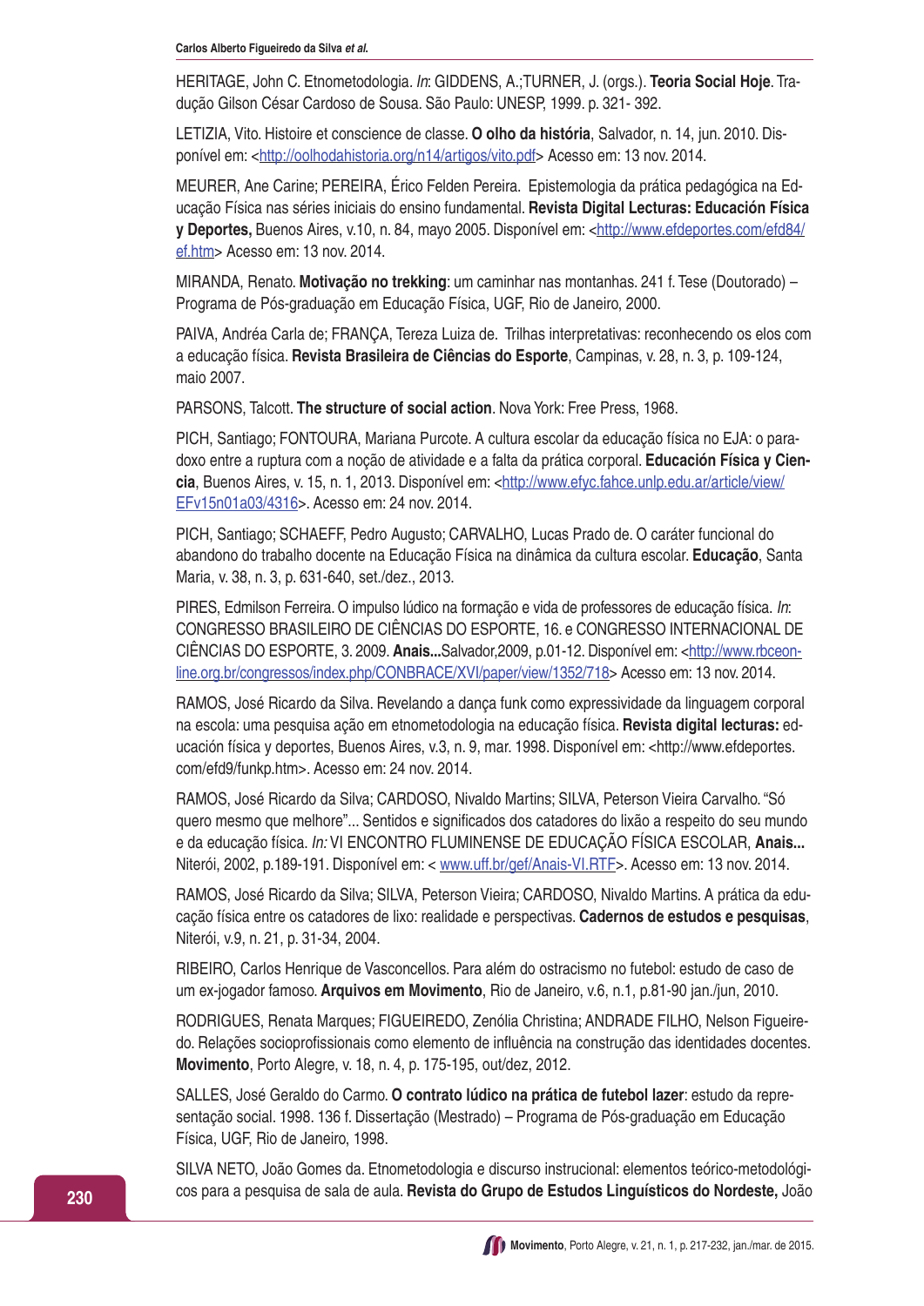HERITAGE, John C. Etnometodologia. *In*: GIDDENS, A.;TURNER, J. (orgs.). **Teoria Social Hoje**. Tradução Gilson César Cardoso de Sousa. São Paulo: UNESP, 1999. p. 321- 392.

LETIZIA, Vito. Histoire et conscience de classe. **O olho da história**, Salvador, n. 14, jun. 2010. Disponível em: <http://oolhodahistoria.org/n14/artigos/vito.pdf> Acesso em: 13 nov. 2014.

MEURER, Ane Carine; PEREIRA, Érico Felden Pereira. Epistemologia da prática pedagógica na Educação Física nas séries iniciais do ensino fundamental. **Revista Digital Lecturas: Educación Física y Deportes,** Buenos Aires, v.10, n. 84, mayo 2005. Disponível em: <http://www.efdeportes.com/efd84/ef.htm> Acesso em: 13 nov. 2014.

MIRANDA, Renato. **Motivação no trekking**: um caminhar nas montanhas. 241 f. Tese (Doutorado) – Programa de Pós-graduação em Educação Física, UGF, Rio de Janeiro, 2000.

PAIVA, Andréa Carla de; FRANÇA, Tereza Luiza de. Trilhas interpretativas: reconhecendo os elos com a educação física. **Revista Brasileira de Ciências do Esporte**, Campinas, v. 28, n. 3, p. 109-124, maio 2007.

PARSONS, Talcott. **The structure of social action**. Nova York: Free Press, 1968.

PICH, Santiago; FONTOURA, Mariana Purcote. A cultura escolar da educação física no EJA: o paradoxo entre a ruptura com a noção de atividade e a falta da prática corporal. **Educación Física y Ciencia**, Buenos Aires, v. 15, n. 1, 2013. Disponível em: <http://www.efyc.fahce.unlp.edu.ar/article/view/EFv15n01a03/4316>. Acesso em: 24 nov. 2014.

PICH, Santiago; SCHAEFF, Pedro Augusto; CARVALHO, Lucas Prado de. O caráter funcional do abandono do trabalho docente na Educação Física na dinâmica da cultura escolar. **Educação**, Santa Maria, v. 38, n. 3, p. 631-640, set./dez., 2013.

PIRES, Edmilson Ferreira. O impulso lúdico na formação e vida de professores de educação física. *In*: CONGRESSO BRASILEIRO DE CIÊNCIAS DO ESPORTE, 16. e CONGRESSO INTERNACIONAL DE CIÊNCIAS DO ESPORTE, 3. 2009. **Anais...**Salvador,2009, p.01-12. Disponível em: <http://www.rbceonline.org.br/congressos/index.php/CONBRACE/XVI/paper/view/1352/718> Acesso em: 13 nov. 2014.

RAMOS, José Ricardo da Silva. Revelando a dança funk como expressividade da linguagem corporal na escola: uma pesquisa ação em etnometodologia na educação física. **Revista digital lecturas:** educación física y deportes, Buenos Aires, v.3, n. 9, mar. 1998. Disponível em: <http://www.efdeportes.com/efd9/funkp.htm>. Acesso em: 24 nov. 2014.

RAMOS, José Ricardo da Silva; CARDOSO, Nivaldo Martins; SILVA, Peterson Vieira Carvalho. "Só quero mesmo que melhore"... Sentidos e significados dos catadores do lixão a respeito do seu mundo e da educação física. *In:* VI ENCONTRO FLUMINENSE DE EDUCAÇÃO FÍSICA ESCOLAR, **Anais...** Niterói, 2002, p.189-191. Disponível em: < www.uff.br/gef/Anais-VI.RTF>. Acesso em: 13 nov. 2014.

RAMOS, José Ricardo da Silva; SILVA, Peterson Vieira; CARDOSO, Nivaldo Martins. A prática da educação física entre os catadores de lixo: realidade e perspectivas. **Cadernos de estudos e pesquisas**, Niterói, v.9, n. 21, p. 31-34, 2004.

RIBEIRO, Carlos Henrique de Vasconcellos. Para além do ostracismo no futebol: estudo de caso de um ex-jogador famoso. **Arquivos em Movimento**, Rio de Janeiro, v.6, n.1, p.81-90 jan./jun, 2010.

RODRIGUES, Renata Marques; FIGUEIREDO, Zenólia Christina; ANDRADE FILHO, Nelson Figueiredo. Relações socioprofissionais como elemento de influência na construção das identidades docentes. **Movimento**, Porto Alegre, v. 18, n. 4, p. 175-195, out/dez, 2012.

SALLES, José Geraldo do Carmo. **O contrato lúdico na prática de futebol lazer**: estudo da representação social. 1998. 136 f. Dissertação (Mestrado) – Programa de Pós-graduação em Educação Física, UGF, Rio de Janeiro, 1998.

SILVA NETO, João Gomes da. Etnometodologia e discurso instrucional: elementos teórico-metodológicos para a pesquisa de sala de aula. **Revista do Grupo de Estudos Linguísticos do Nordeste,** João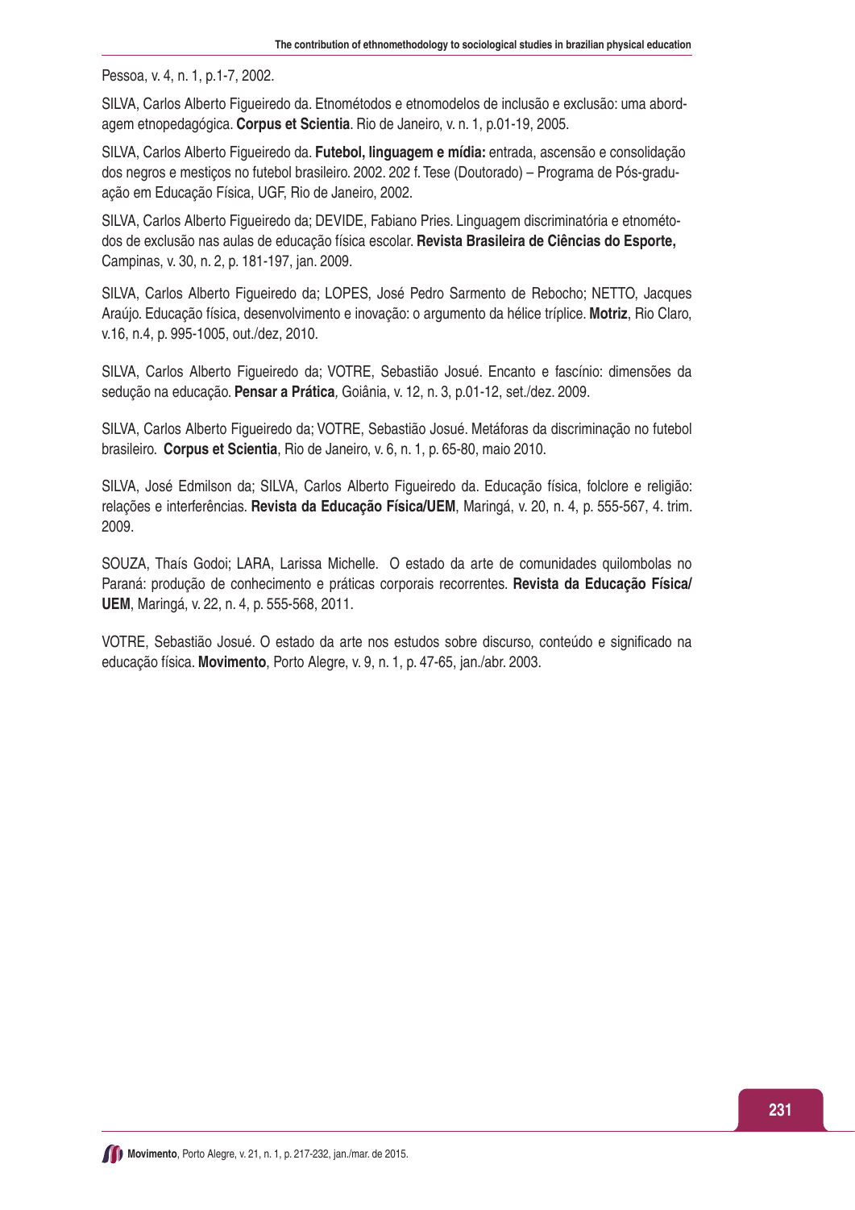Pessoa, v. 4, n. 1, p.1-7, 2002.

SILVA, Carlos Alberto Figueiredo da. Etnométodos e etnomodelos de inclusão e exclusão: uma abordagem etnopedagógica. **Corpus et Scientia**. Rio de Janeiro, v. n. 1, p.01-19, 2005.

SILVA, Carlos Alberto Figueiredo da. **Futebol, linguagem e mídia:** entrada, ascensão e consolidação dos negros e mestiços no futebol brasileiro. 2002. 202 f. Tese (Doutorado) – Programa de Pós-graduação em Educação Física, UGF, Rio de Janeiro, 2002.

SILVA, Carlos Alberto Figueiredo da; DEVIDE, Fabiano Pries. Linguagem discriminatória e etnométodos de exclusão nas aulas de educação física escolar. **Revista Brasileira de Ciências do Esporte,** Campinas, v. 30, n. 2, p. 181-197, jan. 2009.

SILVA, Carlos Alberto Figueiredo da; LOPES, José Pedro Sarmento de Rebocho; NETTO, Jacques Araújo. Educação física, desenvolvimento e inovação: o argumento da hélice tríplice. **Motriz**, Rio Claro, v.16, n.4, p. 995-1005, out./dez, 2010.

SILVA, Carlos Alberto Figueiredo da; VOTRE, Sebastião Josué. Encanto e fascínio: dimensões da sedução na educação. **Pensar a Prática**, Goiânia, v. 12, n. 3, p.01-12, set./dez. 2009.

SILVA, Carlos Alberto Figueiredo da; VOTRE, Sebastião Josué. Metáforas da discriminação no futebol brasileiro. **Corpus et Scientia**, Rio de Janeiro, v. 6, n. 1, p. 65-80, maio 2010.

SILVA, José Edmilson da; SILVA, Carlos Alberto Figueiredo da. Educação física, folclore e religião: relações e interferências. **Revista da Educação Física/UEM**, Maringá, v. 20, n. 4, p. 555-567, 4. trim. 2009.

SOUZA, Thaís Godoi; LARA, Larissa Michelle. O estado da arte de comunidades quilombolas no Paraná: produção de conhecimento e práticas corporais recorrentes. **Revista da Educação Física/UEM**, Maringá, v. 22, n. 4, p. 555-568, 2011.

VOTRE, Sebastião Josué. O estado da arte nos estudos sobre discurso, conteúdo e significado na educação física. **Movimento**, Porto Alegre, v. 9, n. 1, p. 47-65, jan./abr. 2003.